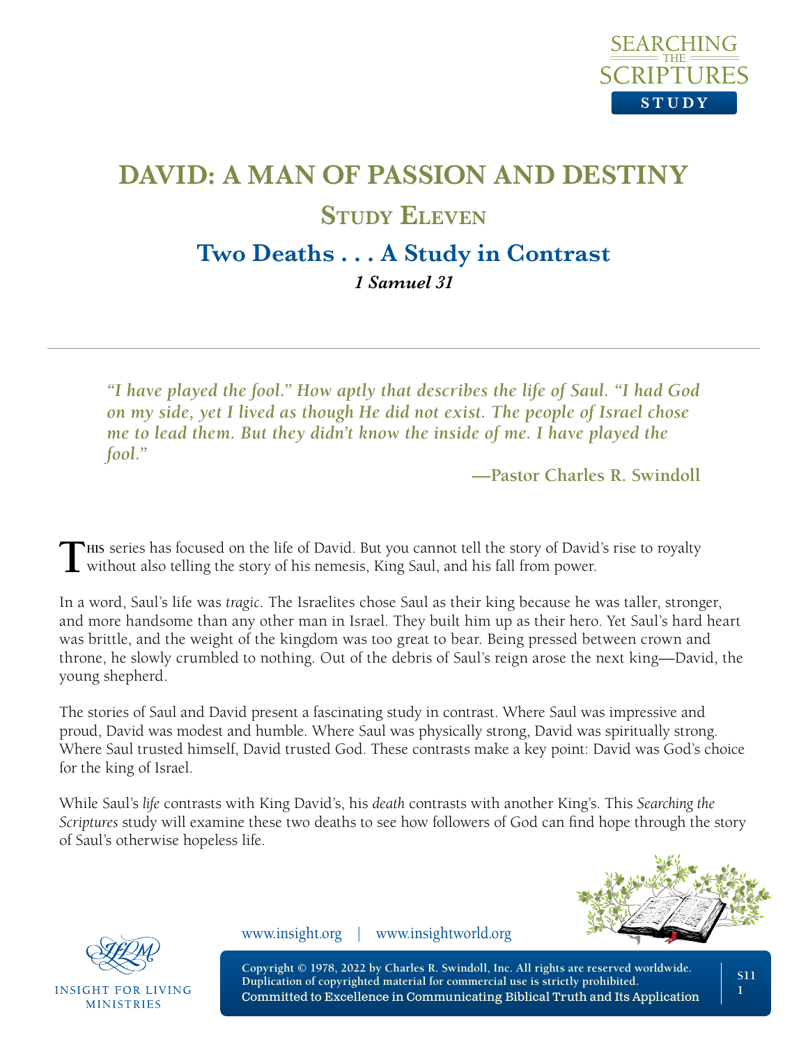# DAVID: A MAN OF PASSION AND DESTINY

## Study Eleven

## Two Deaths . . . A Study in Contrast

***1 Samuel 31***

*"I have played the fool." How aptly that describes the life of Saul. "I had God on my side, yet I lived as though He did not exist. The people of Israel chose me to lead them. But they didn't know the inside of me. I have played the fool."*

**—Pastor Charles R. Swindoll**

This series has focused on the life of David. But you cannot tell the story of David's rise to royalty without also telling the story of his nemesis, King Saul, and his fall from power.

In a word, Saul's life was *tragic*. The Israelites chose Saul as their king because he was taller, stronger, and more handsome than any other man in Israel. They built him up as their hero. Yet Saul's hard heart was brittle, and the weight of the kingdom was too great to bear. Being pressed between crown and throne, he slowly crumbled to nothing. Out of the debris of Saul's reign arose the next king—David, the young shepherd.

The stories of Saul and David present a fascinating study in contrast. Where Saul was impressive and proud, David was modest and humble. Where Saul was physically strong, David was spiritually strong. Where Saul trusted himself, David trusted God. These contrasts make a key point: David was God's choice for the king of Israel.

While Saul's *life* contrasts with King David's, his *death* contrasts with another King's. This *Searching the Scriptures* study will examine these two deaths to see how followers of God can find hope through the story of Saul's otherwise hopeless life.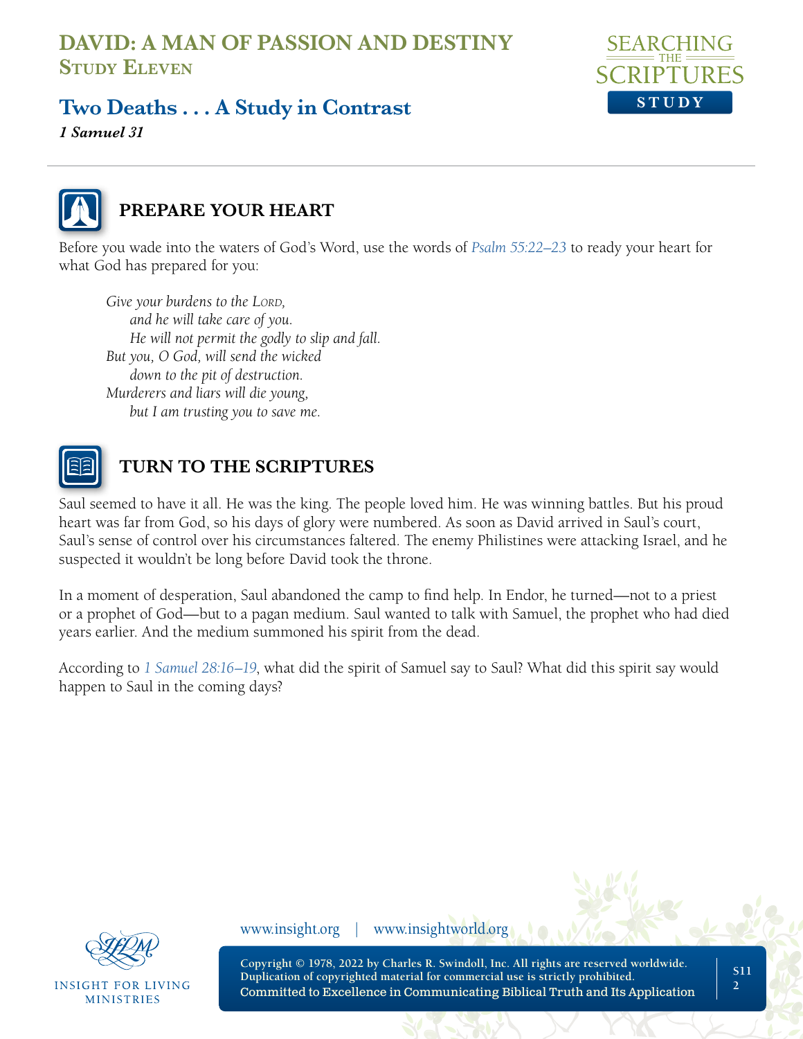# DAVID: A MAN OF PASSION AND DESTINY
## Study Eleven

## Two Deaths . . . A Study in Contrast
*1 Samuel 31*

### PREPARE YOUR HEART

Before you wade into the waters of God's Word, use the words of *Psalm 55:22–23* to ready your heart for what God has prepared for you:

> *Give your burdens to the Lord,*
> *and he will take care of you.*
> *He will not permit the godly to slip and fall.*
> *But you, O God, will send the wicked*
> *down to the pit of destruction.*
> *Murderers and liars will die young,*
> *but I am trusting you to save me.*

### TURN TO THE SCRIPTURES

Saul seemed to have it all. He was the king. The people loved him. He was winning battles. But his proud heart was far from God, so his days of glory were numbered. As soon as David arrived in Saul's court, Saul's sense of control over his circumstances faltered. The enemy Philistines were attacking Israel, and he suspected it wouldn't be long before David took the throne.

In a moment of desperation, Saul abandoned the camp to find help. In Endor, he turned—not to a priest or a prophet of God—but to a pagan medium. Saul wanted to talk with Samuel, the prophet who had died years earlier. And the medium summoned his spirit from the dead.

According to *1 Samuel 28:16–19*, what did the spirit of Samuel say to Saul? What did this spirit say would happen to Saul in the coming days?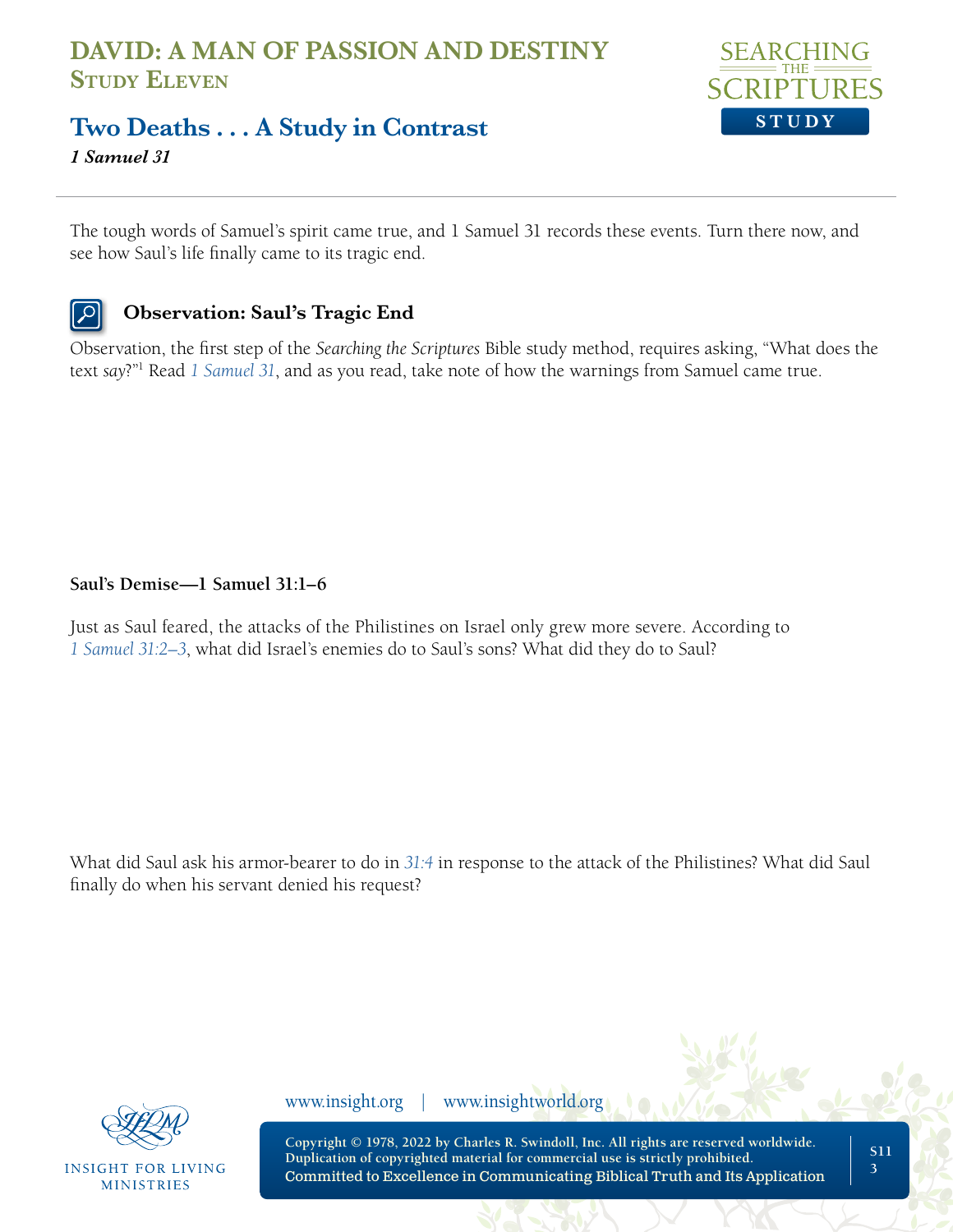# DAVID: A MAN OF PASSION AND DESTINY
## Study Eleven

## Two Deaths . . . A Study in Contrast
***1 Samuel 31***

The tough words of Samuel's spirit came true, and 1 Samuel 31 records these events. Turn there now, and see how Saul's life finally came to its tragic end.

### Observation: Saul's Tragic End

Observation, the first step of the *Searching the Scriptures* Bible study method, requires asking, "What does the text *say*?"[1] Read *1 Samuel 31*, and as you read, take note of how the warnings from Samuel came true.

**Saul's Demise—1 Samuel 31:1–6**

Just as Saul feared, the attacks of the Philistines on Israel only grew more severe. According to *1 Samuel 31:2–3*, what did Israel's enemies do to Saul's sons? What did they do to Saul?

What did Saul ask his armor-bearer to do in *31:4* in response to the attack of the Philistines? What did Saul finally do when his servant denied his request?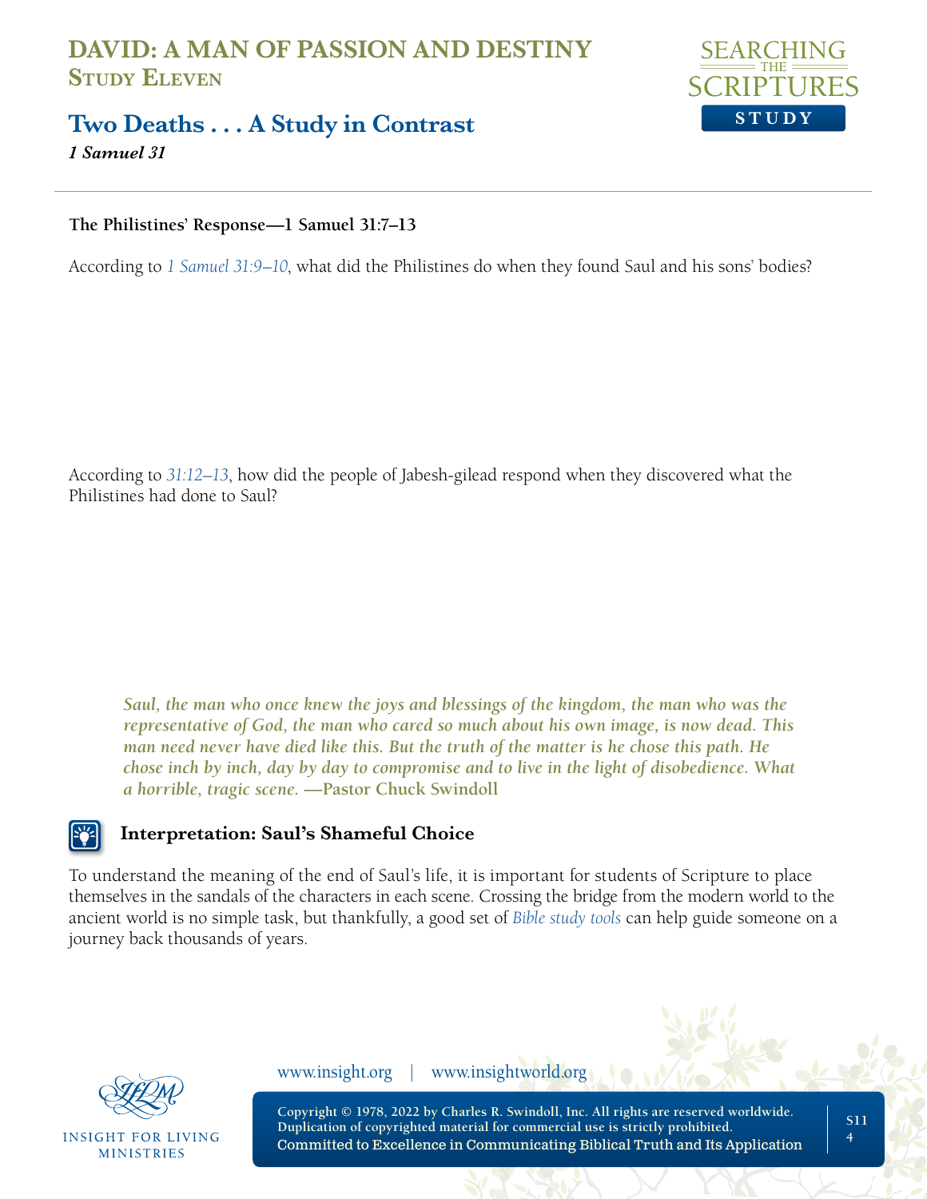**The Philistines' Response—1 Samuel 31:7–13**

According to *1 Samuel 31:9–10*, what did the Philistines do when they found Saul and his sons' bodies?

According to *31:12–13*, how did the people of Jabesh-gilead respond when they discovered what the Philistines had done to Saul?

> ***Saul, the man who once knew the joys and blessings of the kingdom, the man who was the representative of God, the man who cared so much about his own image, is now dead. This man need never have died like this. But the truth of the matter is he chose this path. He chose inch by inch, day by day to compromise and to live in the light of disobedience. What a horrible, tragic scene.* —Pastor Chuck Swindoll**

### Interpretation: Saul's Shameful Choice

To understand the meaning of the end of Saul's life, it is important for students of Scripture to place themselves in the sandals of the characters in each scene. Crossing the bridge from the modern world to the ancient world is no simple task, but thankfully, a good set of *Bible study tools* can help guide someone on a journey back thousands of years.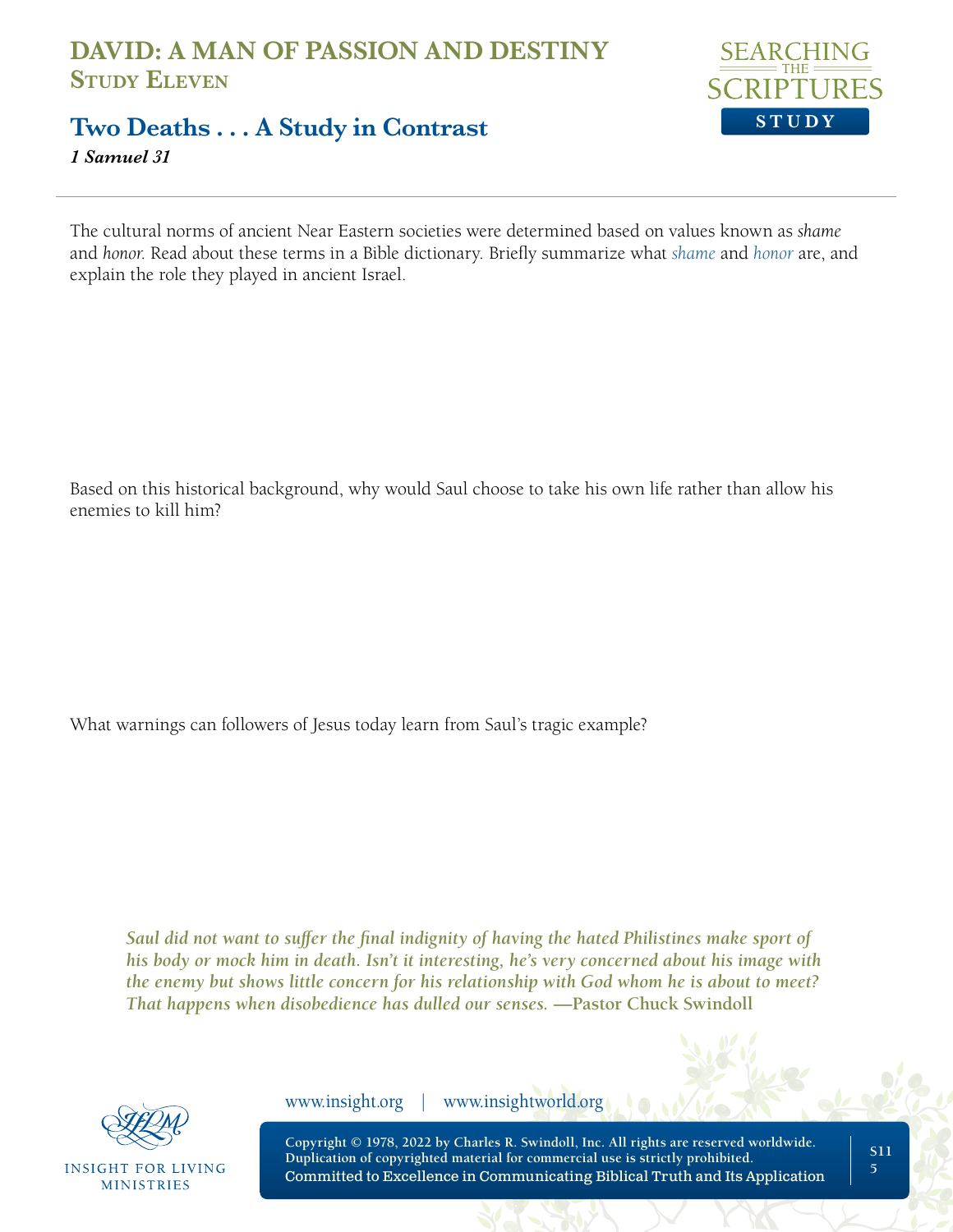# DAVID: A MAN OF PASSION AND DESTINY
## Study Eleven

## Two Deaths . . . A Study in Contrast
***1 Samuel 31***

---

The cultural norms of ancient Near Eastern societies were determined based on values known as *shame* and *honor*. Read about these terms in a Bible dictionary. Briefly summarize what *shame* and *honor* are, and explain the role they played in ancient Israel.

Based on this historical background, why would Saul choose to take his own life rather than allow his enemies to kill him?

What warnings can followers of Jesus today learn from Saul's tragic example?

> ***Saul did not want to suffer the final indignity of having the hated Philistines make sport of his body or mock him in death. Isn't it interesting, he's very concerned about his image with the enemy but shows little concern for his relationship with God whom he is about to meet? That happens when disobedience has dulled our senses.* —Pastor Chuck Swindoll**

www.insight.org | www.insightworld.org

Copyright © 1978, 2022 by Charles R. Swindoll, Inc. All rights are reserved worldwide. Duplication of copyrighted material for commercial use is strictly prohibited.
Committed to Excellence in Communicating Biblical Truth and Its Application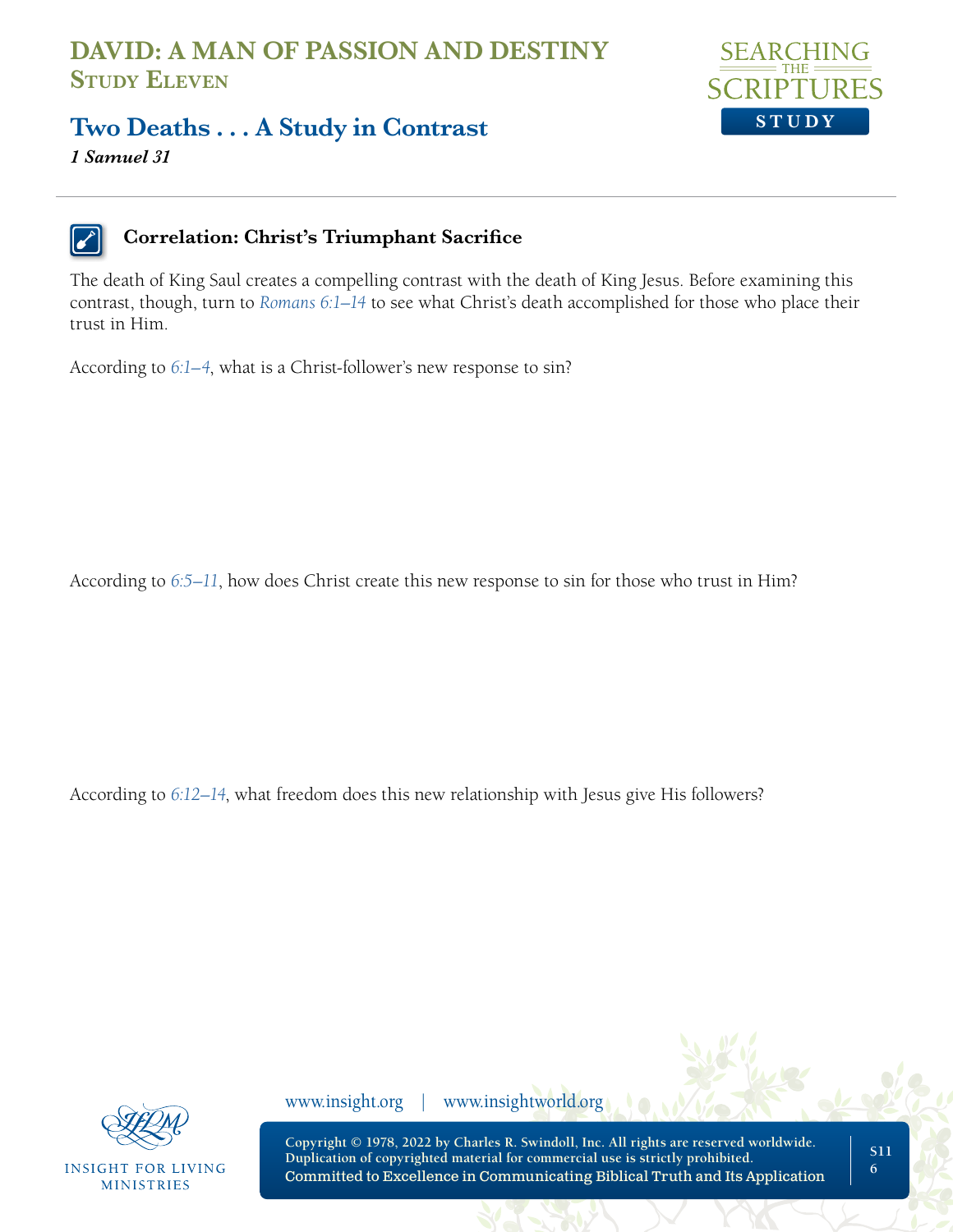# DAVID: A MAN OF PASSION AND DESTINY
## Study Eleven

## Two Deaths . . . A Study in Contrast

***1 Samuel 31***

### Correlation: Christ's Triumphant Sacrifice

The death of King Saul creates a compelling contrast with the death of King Jesus. Before examining this contrast, though, turn to *Romans 6:1–14* to see what Christ's death accomplished for those who place their trust in Him.

According to *6:1–4*, what is a Christ-follower's new response to sin?

According to *6:5–11*, how does Christ create this new response to sin for those who trust in Him?

According to *6:12–14*, what freedom does this new relationship with Jesus give His followers?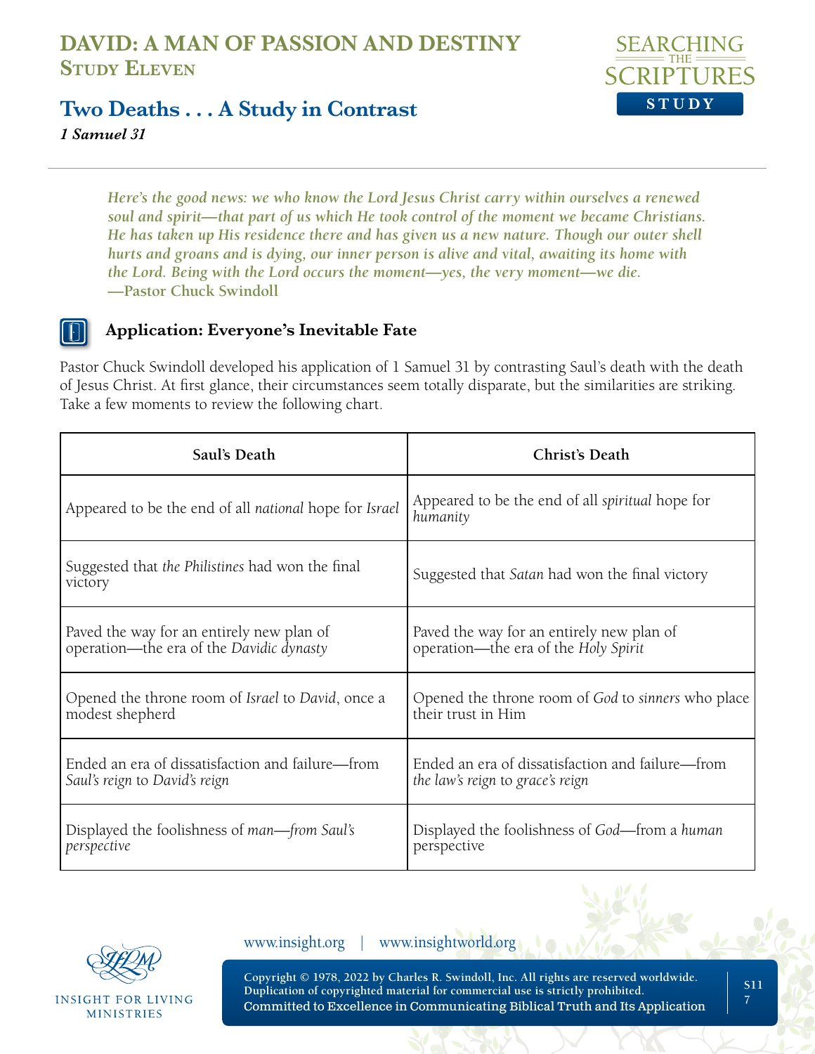# DAVID: A MAN OF PASSION AND DESTINY
## Study Eleven

## Two Deaths . . . A Study in Contrast
*1 Samuel 31*

> ***Here's the good news: we who know the Lord Jesus Christ carry within ourselves a renewed soul and spirit—that part of us which He took control of the moment we became Christians. He has taken up His residence there and has given us a new nature. Though our outer shell hurts and groans and is dying, our inner person is alive and vital, awaiting its home with the Lord. Being with the Lord occurs the moment—yes, the very moment—we die.***
> **—Pastor Chuck Swindoll**

### Application: Everyone's Inevitable Fate

Pastor Chuck Swindoll developed his application of 1 Samuel 31 by contrasting Saul's death with the death of Jesus Christ. At first glance, their circumstances seem totally disparate, but the similarities are striking. Take a few moments to review the following chart.

| Saul's Death | Christ's Death |
|---|---|
| Appeared to be the end of all *national* hope for *Israel* | Appeared to be the end of all *spiritual* hope for *humanity* |
| Suggested that *the Philistines* had won the final victory | Suggested that *Satan* had won the final victory |
| Paved the way for an entirely new plan of operation—the era of the *Davidic dynasty* | Paved the way for an entirely new plan of operation—the era of the *Holy Spirit* |
| Opened the throne room of *Israel* to *David*, once a modest shepherd | Opened the throne room of *God* to *sinners* who place their trust in Him |
| Ended an era of dissatisfaction and failure—from *Saul's reign* to *David's reign* | Ended an era of dissatisfaction and failure—from *the law's reign* to *grace's reign* |
| Displayed the foolishness of *man—from Saul's perspective* | Displayed the foolishness of *God*—from a *human* perspective |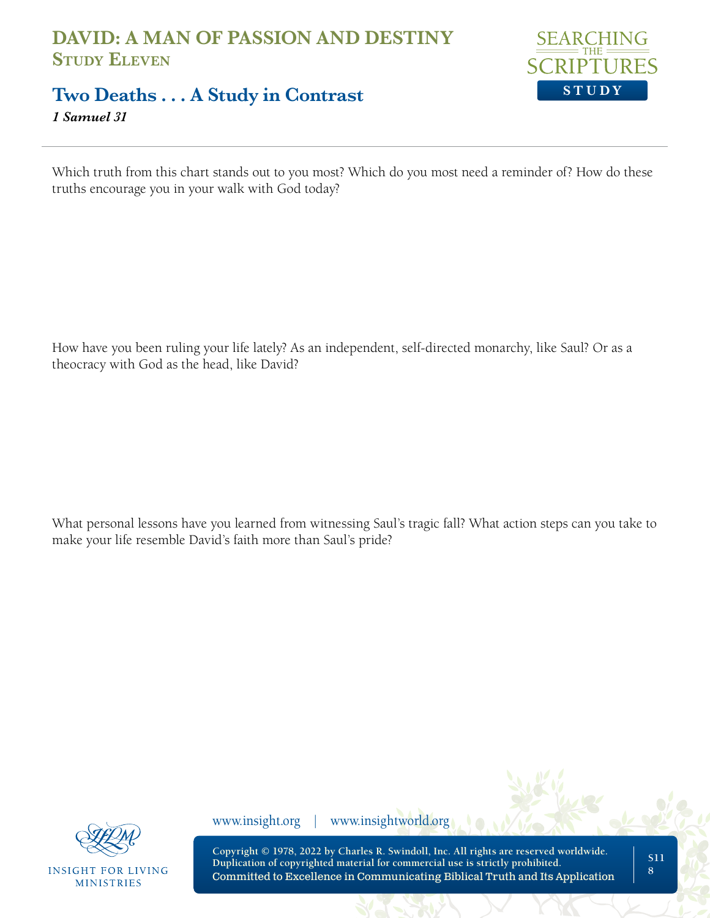Which truth from this chart stands out to you most? Which do you most need a reminder of? How do these truths encourage you in your walk with God today?

How have you been ruling your life lately? As an independent, self-directed monarchy, like Saul? Or as a theocracy with God as the head, like David?

What personal lessons have you learned from witnessing Saul's tragic fall? What action steps can you take to make your life resemble David's faith more than Saul's pride?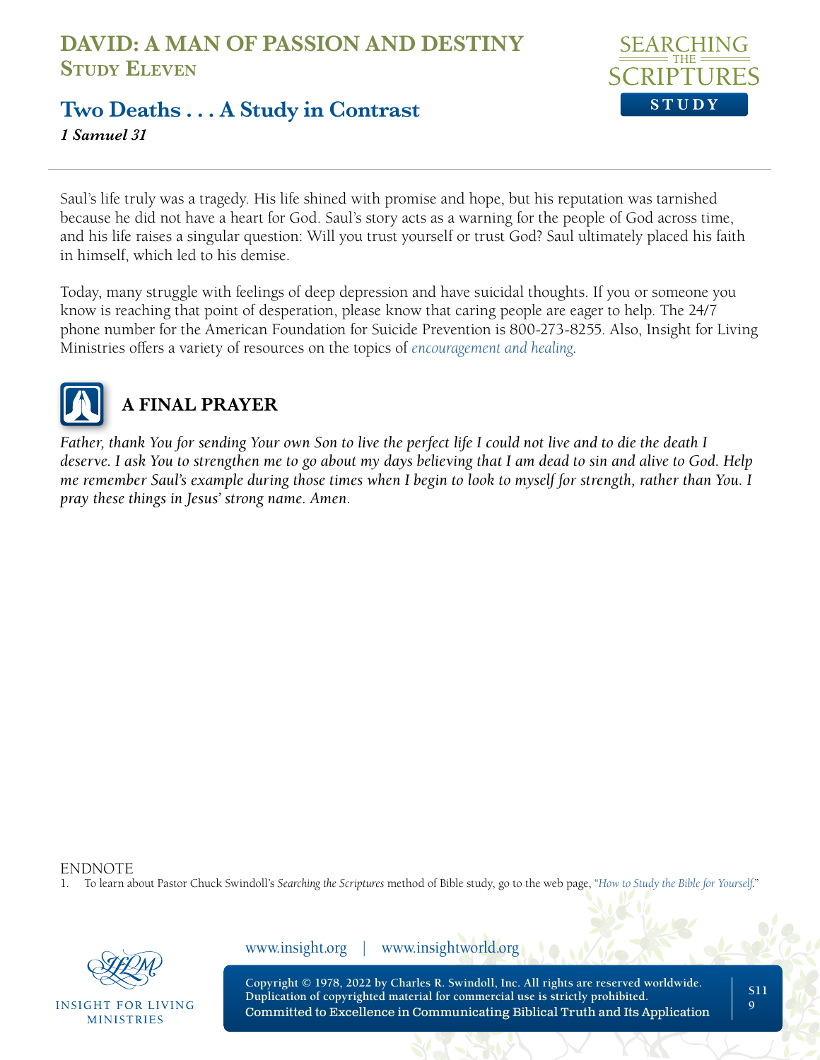Saul's life truly was a tragedy. His life shined with promise and hope, but his reputation was tarnished because he did not have a heart for God. Saul's story acts as a warning for the people of God across time, and his life raises a singular question: Will you trust yourself or trust God? Saul ultimately placed his faith in himself, which led to his demise.

Today, many struggle with feelings of deep depression and have suicidal thoughts. If you or someone you know is reaching that point of desperation, please know that caring people are eager to help. The 24/7 phone number for the American Foundation for Suicide Prevention is 800-273-8255. Also, Insight for Living Ministries offers a variety of resources on the topics of *encouragement and healing*.

## A FINAL PRAYER

*Father, thank You for sending Your own Son to live the perfect life I could not live and to die the death I deserve. I ask You to strengthen me to go about my days believing that I am dead to sin and alive to God. Help me remember Saul's example during those times when I begin to look to myself for strength, rather than You. I pray these things in Jesus' strong name. Amen.*

ENDNOTE

1. To learn about Pastor Chuck Swindoll's *Searching the Scriptures* method of Bible study, go to the web page, "*How to Study the Bible for Yourself*."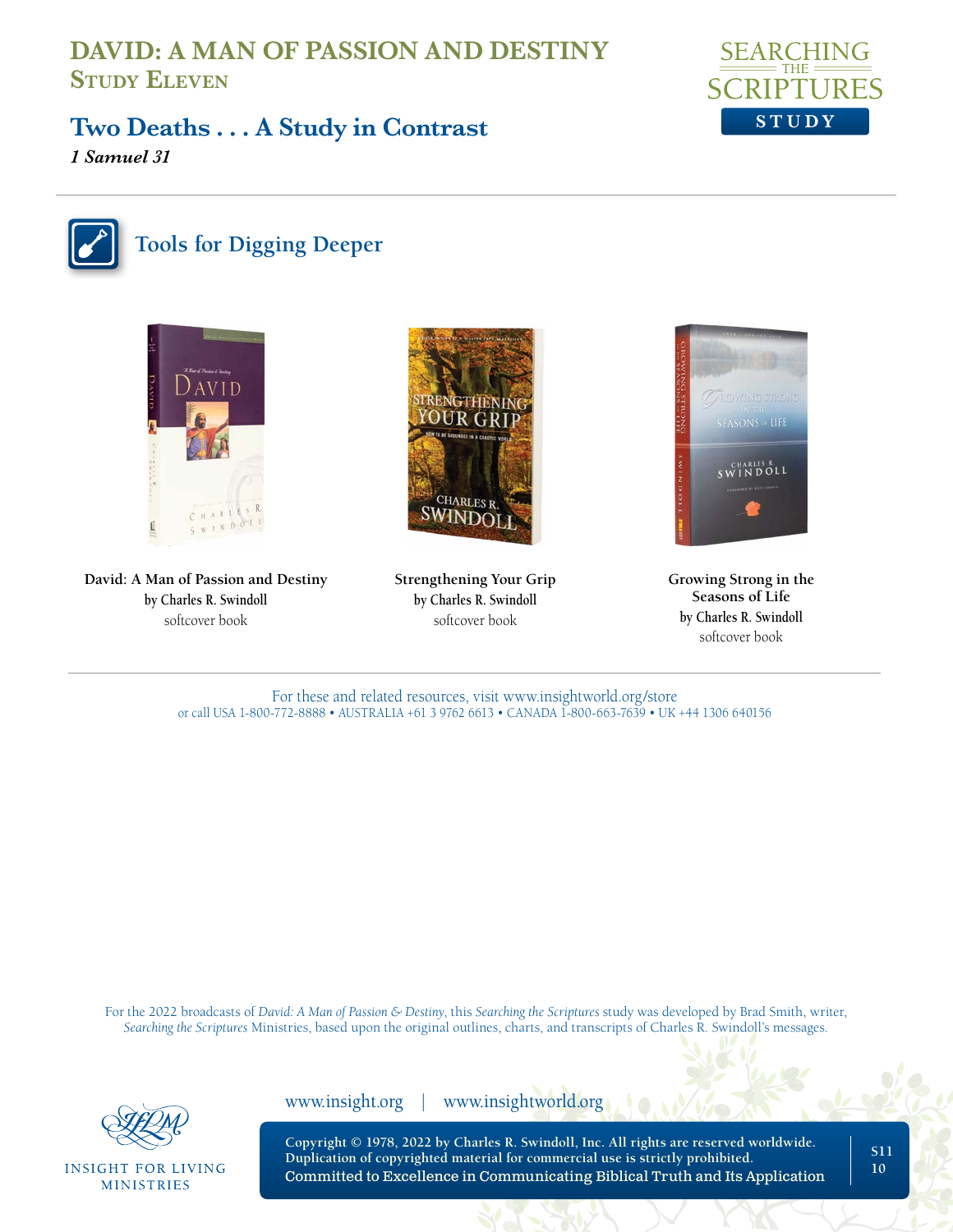# DAVID: A MAN OF PASSION AND DESTINY
## Study Eleven

## Two Deaths . . . A Study in Contrast
*1 Samuel 31*

### Tools for Digging Deeper

**David: A Man of Passion and Destiny**
by Charles R. Swindoll
softcover book

**Strengthening Your Grip**
by Charles R. Swindoll
softcover book

**Growing Strong in the Seasons of Life**
by Charles R. Swindoll
softcover book

For these and related resources, visit www.insightworld.org/store
or call USA 1-800-772-8888 • AUSTRALIA +61 3 9762 6613 • CANADA 1-800-663-7639 • UK +44 1306 640156

For the 2022 broadcasts of *David: A Man of Passion & Destiny*, this *Searching the Scriptures* study was developed by Brad Smith, writer, *Searching the Scriptures* Ministries, based upon the original outlines, charts, and transcripts of Charles R. Swindoll's messages.

www.insight.org | www.insightworld.org

Copyright © 1978, 2022 by Charles R. Swindoll, Inc. All rights are reserved worldwide. Duplication of copyrighted material for commercial use is strictly prohibited.
Committed to Excellence in Communicating Biblical Truth and Its Application